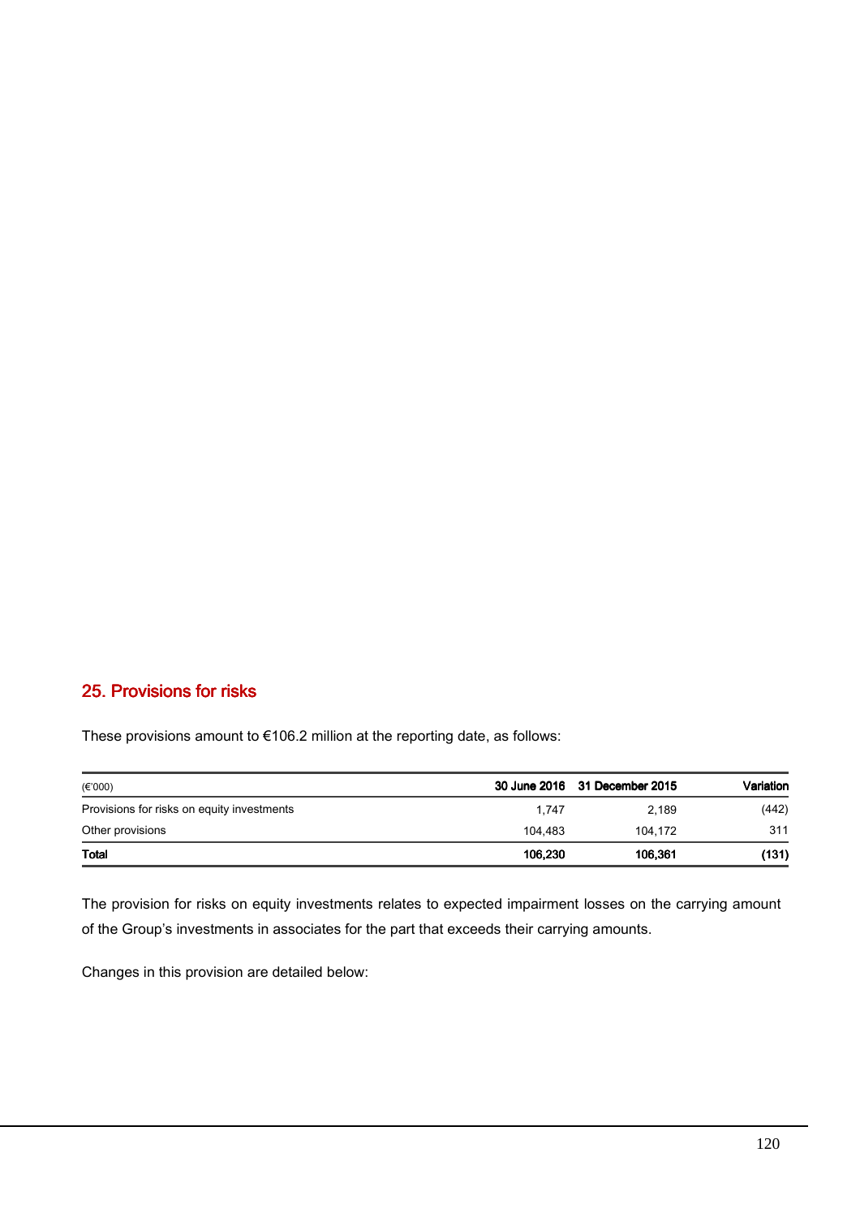## 25. Provisions for risks

These provisions amount to €106.2 million at the reporting date, as follows:

| (€'000) | 30 June 2016 | 31 December 2015 | Variation |
|---|---|---|---|
| Provisions for risks on equity investments | 1,747 | 2,189 | (442) |
| Other provisions | 104,483 | 104,172 | 311 |
| **Total** | **106,230** | **106,361** | **(131)** |

The provision for risks on equity investments relates to expected impairment losses on the carrying amount of the Group's investments in associates for the part that exceeds their carrying amounts.

Changes in this provision are detailed below: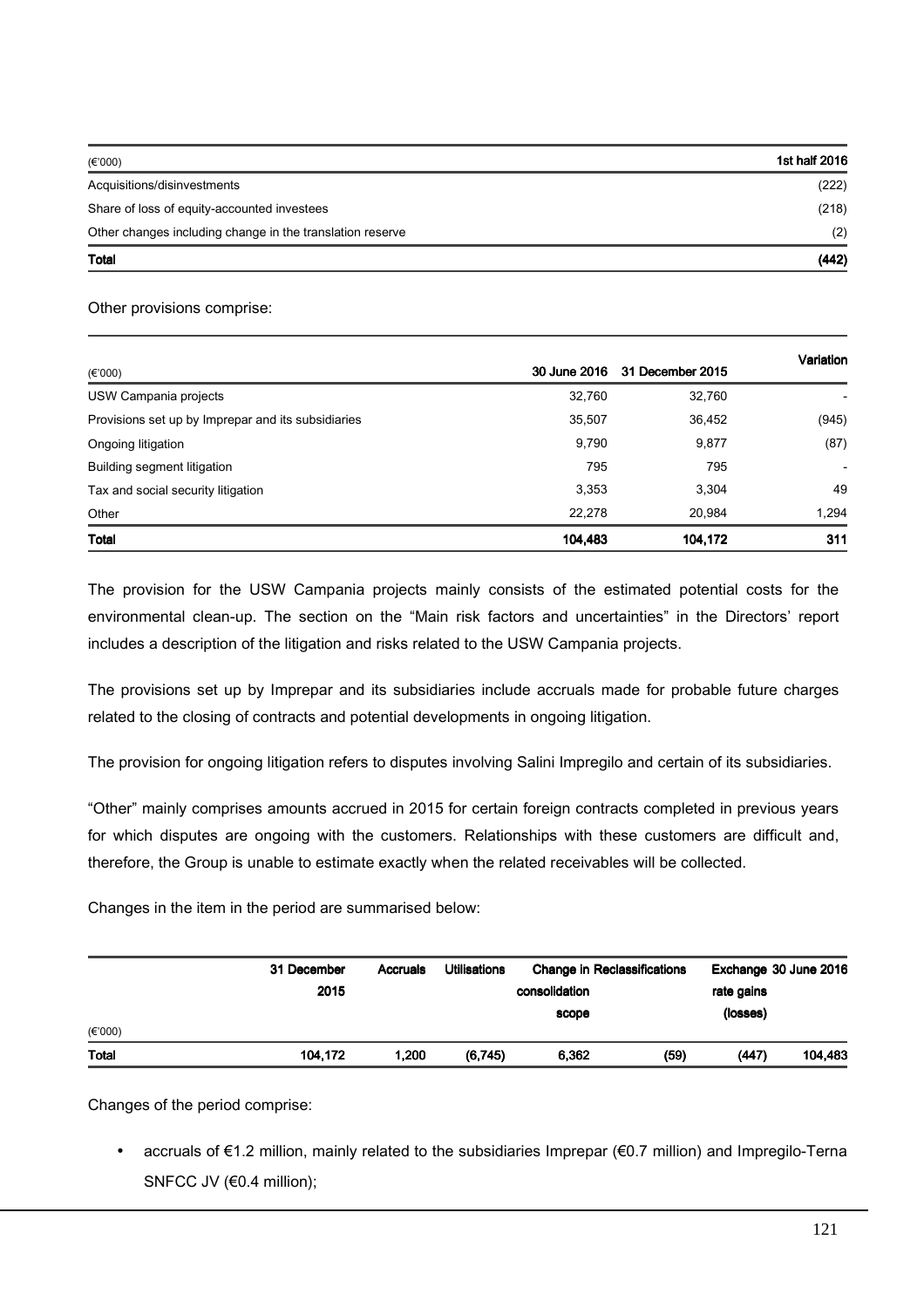| (€'000) | 1st half 2016 |
|---|---|
| Acquisitions/disinvestments | (222) |
| Share of loss of equity-accounted investees | (218) |
| Other changes including change in the translation reserve | (2) |
| **Total** | **(442)** |

Other provisions comprise:

| (€'000) | 30 June 2016 | 31 December 2015 | Variation |
|---|---|---|---|
| USW Campania projects | 32,760 | 32,760 | - |
| Provisions set up by Imprepar and its subsidiaries | 35,507 | 36,452 | (945) |
| Ongoing litigation | 9,790 | 9,877 | (87) |
| Building segment litigation | 795 | 795 | - |
| Tax and social security litigation | 3,353 | 3,304 | 49 |
| Other | 22,278 | 20,984 | 1,294 |
| **Total** | **104,483** | **104,172** | **311** |

The provision for the USW Campania projects mainly consists of the estimated potential costs for the environmental clean-up. The section on the "Main risk factors and uncertainties" in the Directors' report includes a description of the litigation and risks related to the USW Campania projects.

The provisions set up by Imprepar and its subsidiaries include accruals made for probable future charges related to the closing of contracts and potential developments in ongoing litigation.

The provision for ongoing litigation refers to disputes involving Salini Impregilo and certain of its subsidiaries.

"Other" mainly comprises amounts accrued in 2015 for certain foreign contracts completed in previous years for which disputes are ongoing with the customers. Relationships with these customers are difficult and, therefore, the Group is unable to estimate exactly when the related receivables will be collected.

Changes in the item in the period are summarised below:

| (€'000) | 31 December 2015 | Accruals | Utilisations | Change in consolidation scope | Reclassifications | Exchange rate gains (losses) | 30 June 2016 |
|---|---|---|---|---|---|---|---|
| **Total** | **104,172** | **1,200** | **(6,745)** | **6,362** | **(59)** | **(447)** | **104,483** |

Changes of the period comprise:

- accruals of €1.2 million, mainly related to the subsidiaries Imprepar (€0.7 million) and Impregilo-Terna SNFCC JV (€0.4 million);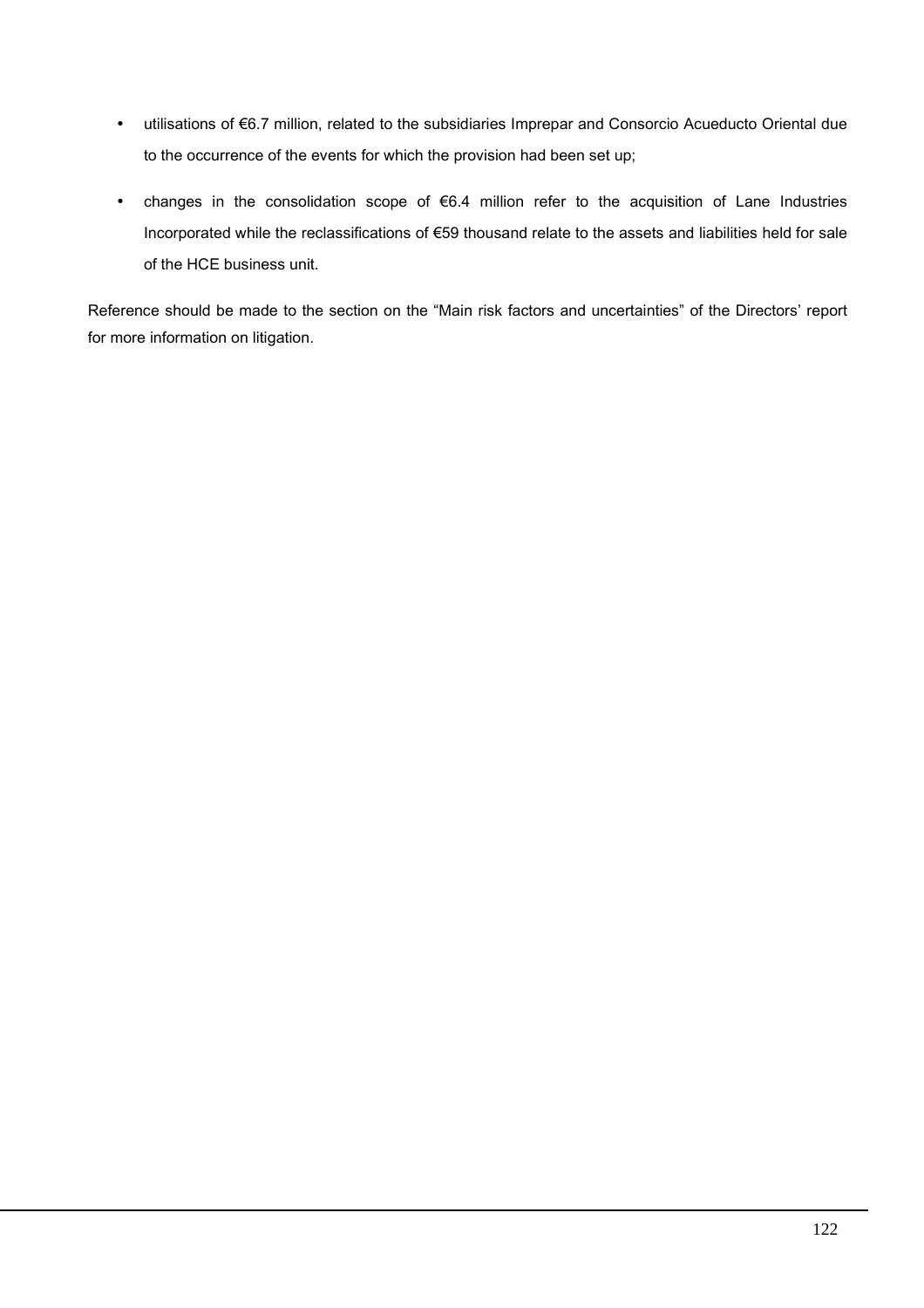- utilisations of €6.7 million, related to the subsidiaries Imprepar and Consorcio Acueducto Oriental due to the occurrence of the events for which the provision had been set up;
- changes in the consolidation scope of €6.4 million refer to the acquisition of Lane Industries Incorporated while the reclassifications of €59 thousand relate to the assets and liabilities held for sale of the HCE business unit.

Reference should be made to the section on the "Main risk factors and uncertainties" of the Directors' report for more information on litigation.